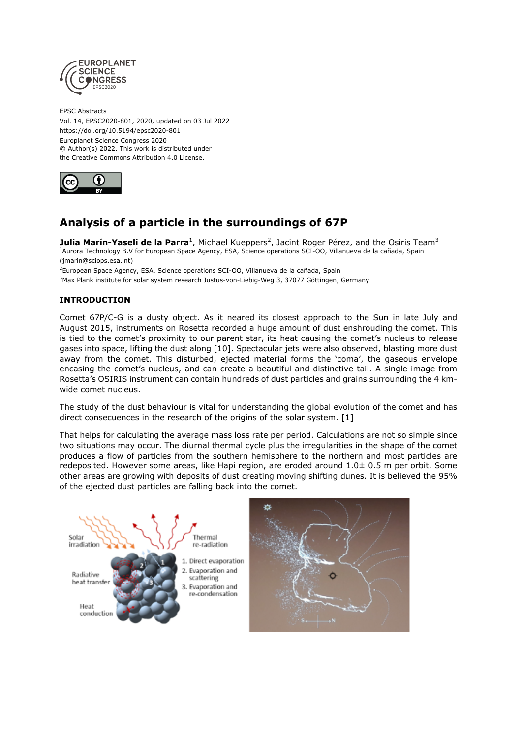EPSC Abstracts
Vol. 14, EPSC2020-801, 2020, updated on 03 Jul 2022
https://doi.org/10.5194/epsc2020-801
Europlanet Science Congress 2020
© Author(s) 2022. This work is distributed under
the Creative Commons Attribution 4.0 License.

# Analysis of a particle in the surroundings of 67P

**Julia Marín-Yaseli de la Parra**[1], Michael Kueppers[2], Jacint Roger Pérez, and the Osiris Team[3]

[1]Aurora Technology B.V for European Space Agency, ESA, Science operations SCI-OO, Villanueva de la cañada, Spain (jmarin@sciops.esa.int)

[2]European Space Agency, ESA, Science operations SCI-OO, Villanueva de la cañada, Spain

[3]Max Plank institute for solar system research Justus-von-Liebig-Weg 3, 37077 Göttingen, Germany

## INTRODUCTION

Comet 67P/C-G is a dusty object. As it neared its closest approach to the Sun in late July and August 2015, instruments on Rosetta recorded a huge amount of dust enshrouding the comet. This is tied to the comet's proximity to our parent star, its heat causing the comet's nucleus to release gases into space, lifting the dust along [10]. Spectacular jets were also observed, blasting more dust away from the comet. This disturbed, ejected material forms the 'coma', the gaseous envelope encasing the comet's nucleus, and can create a beautiful and distinctive tail. A single image from Rosetta's OSIRIS instrument can contain hundreds of dust particles and grains surrounding the 4 km-wide comet nucleus.

The study of the dust behaviour is vital for understanding the global evolution of the comet and has direct consecuences in the research of the origins of the solar system. [1]

That helps for calculating the average mass loss rate per period. Calculations are not so simple since two situations may occur. The diurnal thermal cycle plus the irregularities in the shape of the comet produces a flow of particles from the southern hemisphere to the northern and most particles are redeposited. However some areas, like Hapi region, are eroded around 1.0± 0.5 m per orbit. Some other areas are growing with deposits of dust creating moving shifting dunes. It is believed the 95% of the ejected dust particles are falling back into the comet.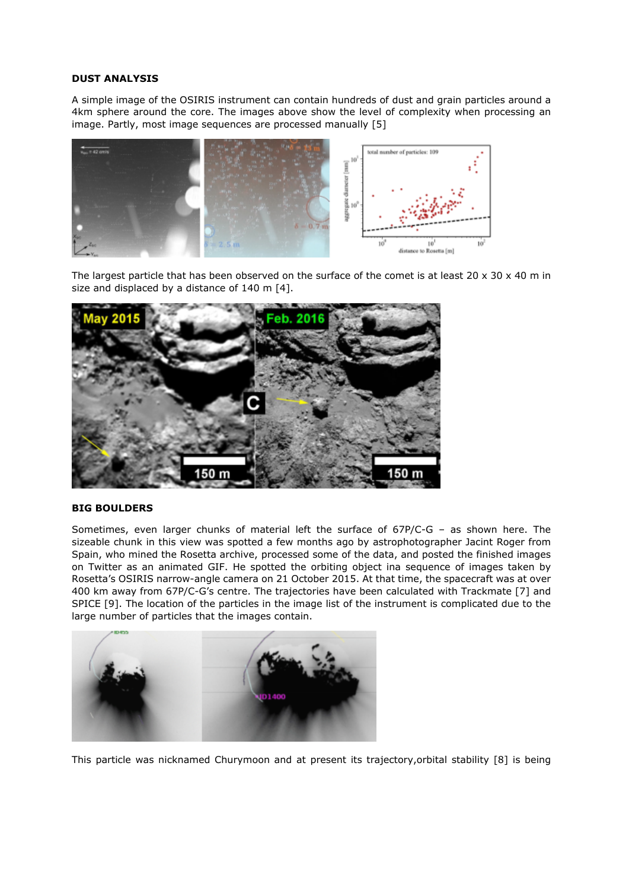**DUST ANALYSIS**

A simple image of the OSIRIS instrument can contain hundreds of dust and grain particles around a 4km sphere around the core. The images above show the level of complexity when processing an image. Partly, most image sequences are processed manually [5]

The largest particle that has been observed on the surface of the comet is at least 20 x 30 x 40 m in size and displaced by a distance of 140 m [4].

**BIG BOULDERS**

Sometimes, even larger chunks of material left the surface of 67P/C-G – as shown here. The sizeable chunk in this view was spotted a few months ago by astrophotographer Jacint Roger from Spain, who mined the Rosetta archive, processed some of the data, and posted the finished images on Twitter as an animated GIF. He spotted the orbiting object ina sequence of images taken by Rosetta's OSIRIS narrow-angle camera on 21 October 2015. At that time, the spacecraft was at over 400 km away from 67P/C-G's centre. The trajectories have been calculated with Trackmate [7] and SPICE [9]. The location of the particles in the image list of the instrument is complicated due to the large number of particles that the images contain.

This particle was nicknamed Churymoon and at present its trajectory,orbital stability [8] is being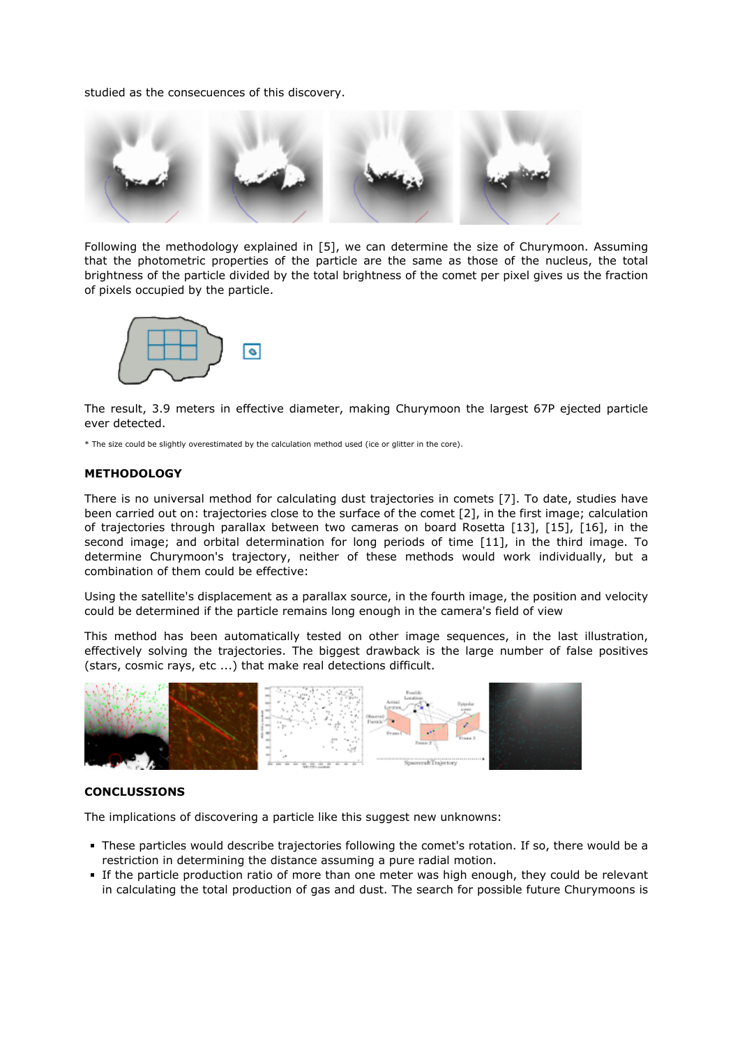studied as the consecuences of this discovery.

Following the methodology explained in [5], we can determine the size of Churymoon. Assuming that the photometric properties of the particle are the same as those of the nucleus, the total brightness of the particle divided by the total brightness of the comet per pixel gives us the fraction of pixels occupied by the particle.

The result, 3.9 meters in effective diameter, making Churymoon the largest 67P ejected particle ever detected.

* The size could be slightly overestimated by the calculation method used (ice or glitter in the core).

**METHODOLOGY**

There is no universal method for calculating dust trajectories in comets [7]. To date, studies have been carried out on: trajectories close to the surface of the comet [2], in the first image; calculation of trajectories through parallax between two cameras on board Rosetta [13], [15], [16], in the second image; and orbital determination for long periods of time [11], in the third image. To determine Churymoon's trajectory, neither of these methods would work individually, but a combination of them could be effective:

Using the satellite's displacement as a parallax source, in the fourth image, the position and velocity could be determined if the particle remains long enough in the camera's field of view

This method has been automatically tested on other image sequences, in the last illustration, effectively solving the trajectories. The biggest drawback is the large number of false positives (stars, cosmic rays, etc ...) that make real detections difficult.

**CONCLUSSIONS**

The implications of discovering a particle like this suggest new unknowns:

- These particles would describe trajectories following the comet's rotation. If so, there would be a restriction in determining the distance assuming a pure radial motion.
- If the particle production ratio of more than one meter was high enough, they could be relevant in calculating the total production of gas and dust. The search for possible future Churymoons is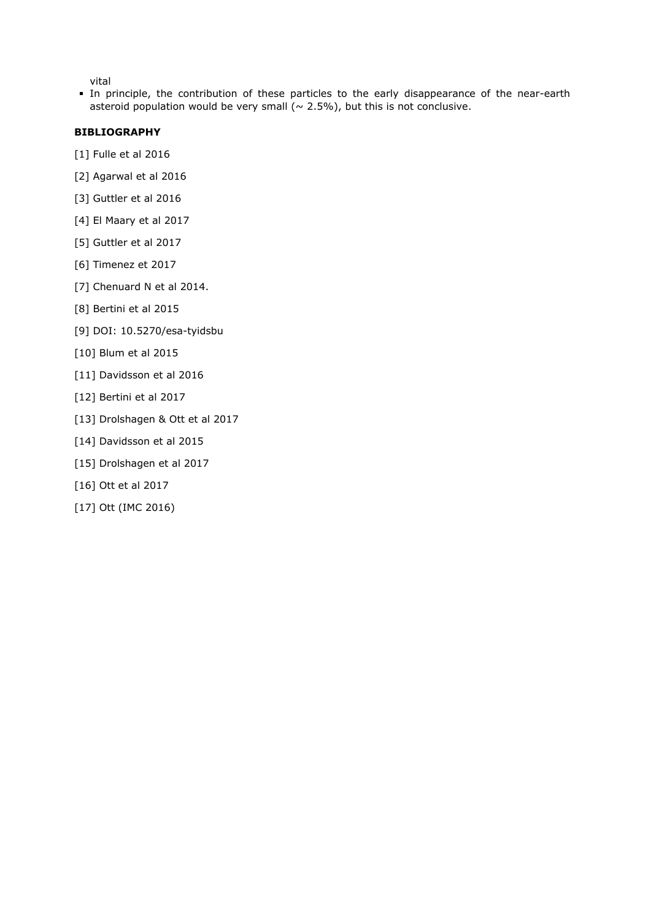vital

- In principle, the contribution of these particles to the early disappearance of the near-earth asteroid population would be very small (~ 2.5%), but this is not conclusive.

**BIBLIOGRAPHY**

[1] Fulle et al 2016

[2] Agarwal et al 2016

[3] Guttler et al 2016

[4] El Maary et al 2017

[5] Guttler et al 2017

[6] Timenez et 2017

[7] Chenuard N et al 2014.

[8] Bertini et al 2015

[9] DOI: 10.5270/esa-tyidsbu

[10] Blum et al 2015

[11] Davidsson et al 2016

[12] Bertini et al 2017

[13] Drolshagen & Ott et al 2017

[14] Davidsson et al 2015

[15] Drolshagen et al 2017

[16] Ott et al 2017

[17] Ott (IMC 2016)